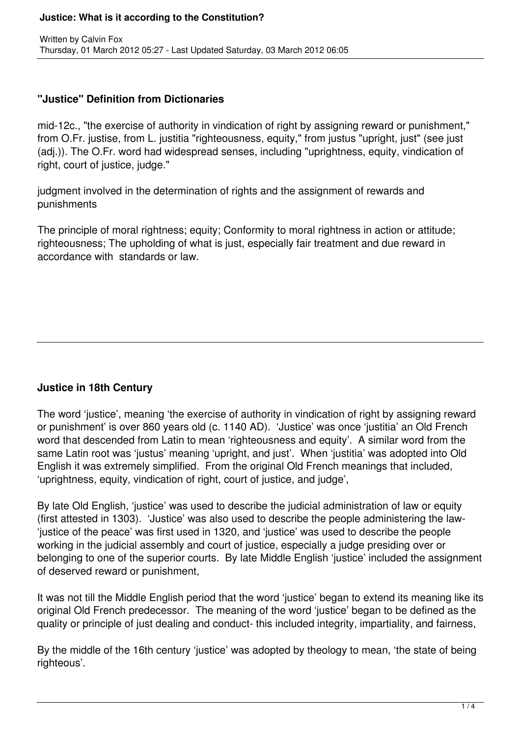# Justice: What is it according to the Constitution?

Written by Calvin Fox
Thursday, 01 March 2012 05:27 - Last Updated Saturday, 03 March 2012 06:05

## "Justice" Definition from Dictionaries

mid-12c., "the exercise of authority in vindication of right by assigning reward or punishment," from O.Fr. justise, from L. justitia "righteousness, equity," from justus "upright, just" (see just (adj.)). The O.Fr. word had widespread senses, including "uprightness, equity, vindication of right, court of justice, judge."

judgment involved in the determination of rights and the assignment of rewards and punishments

The principle of moral rightness; equity; Conformity to moral rightness in action or attitude; righteousness; The upholding of what is just, especially fair treatment and due reward in accordance with standards or law.

---

## Justice in 18th Century

The word 'justice', meaning 'the exercise of authority in vindication of right by assigning reward or punishment' is over 860 years old (c. 1140 AD). 'Justice' was once 'justitia' an Old French word that descended from Latin to mean 'righteousness and equity'. A similar word from the same Latin root was 'justus' meaning 'upright, and just'. When 'justitia' was adopted into Old English it was extremely simplified. From the original Old French meanings that included, 'uprightness, equity, vindication of right, court of justice, and judge',

By late Old English, 'justice' was used to describe the judicial administration of law or equity (first attested in 1303). 'Justice' was also used to describe the people administering the law- 'justice of the peace' was first used in 1320, and 'justice' was used to describe the people working in the judicial assembly and court of justice, especially a judge presiding over or belonging to one of the superior courts. By late Middle English 'justice' included the assignment of deserved reward or punishment,

It was not till the Middle English period that the word 'justice' began to extend its meaning like its original Old French predecessor. The meaning of the word 'justice' began to be defined as the quality or principle of just dealing and conduct- this included integrity, impartiality, and fairness,

By the middle of the 16th century 'justice' was adopted by theology to mean, 'the state of being righteous'.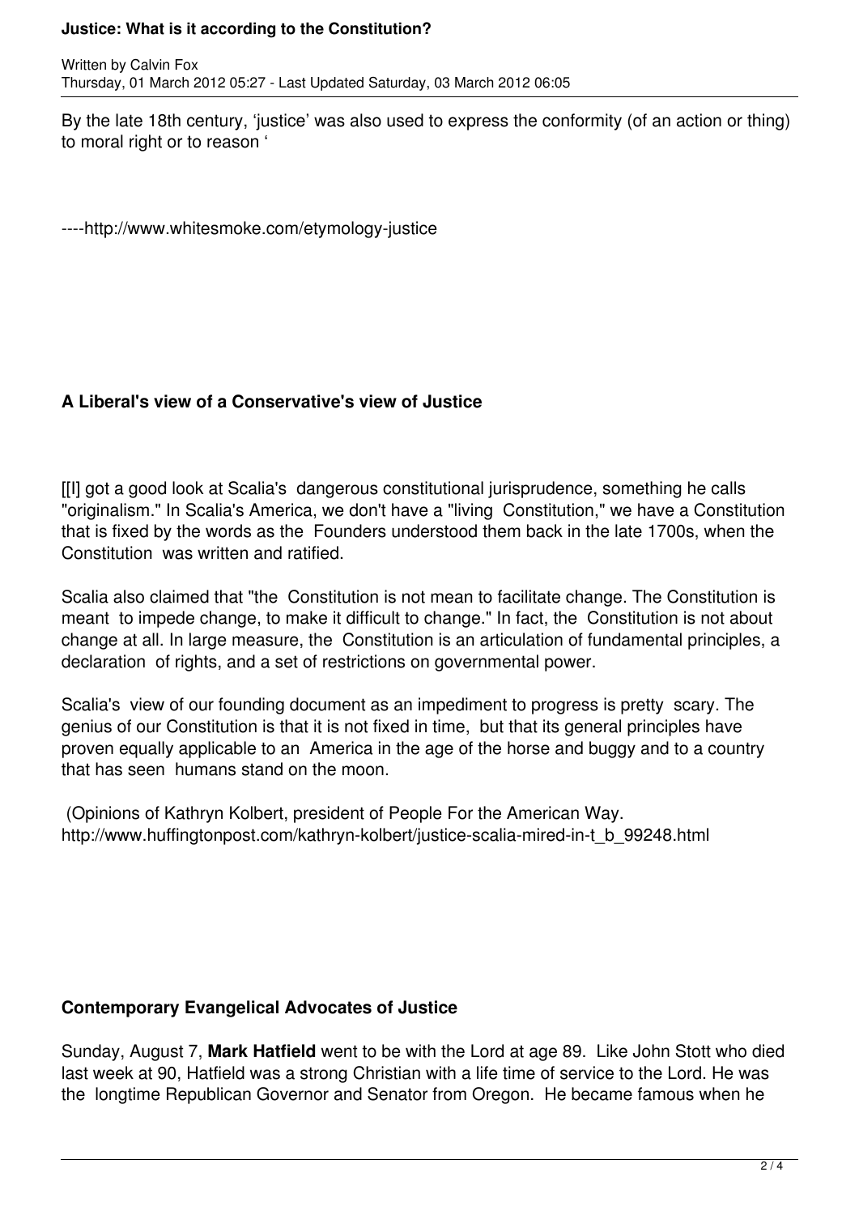By the late 18th century, 'justice' was also used to express the conformity (of an action or thing) to moral right or to reason '

----http://www.whitesmoke.com/etymology-justice

## A Liberal's view of a Conservative's view of Justice

[[I] got a good look at Scalia's dangerous constitutional jurisprudence, something he calls "originalism." In Scalia's America, we don't have a "living Constitution," we have a Constitution that is fixed by the words as the Founders understood them back in the late 1700s, when the Constitution was written and ratified.

Scalia also claimed that "the Constitution is not mean to facilitate change. The Constitution is meant to impede change, to make it difficult to change." In fact, the Constitution is not about change at all. In large measure, the Constitution is an articulation of fundamental principles, a declaration of rights, and a set of restrictions on governmental power.

Scalia's view of our founding document as an impediment to progress is pretty scary. The genius of our Constitution is that it is not fixed in time, but that its general principles have proven equally applicable to an America in the age of the horse and buggy and to a country that has seen humans stand on the moon.

(Opinions of Kathryn Kolbert, president of People For the American Way. http://www.huffingtonpost.com/kathryn-kolbert/justice-scalia-mired-in-t_b_99248.html

## Contemporary Evangelical Advocates of Justice

Sunday, August 7, **Mark Hatfield** went to be with the Lord at age 89. Like John Stott who died last week at 90, Hatfield was a strong Christian with a life time of service to the Lord. He was the longtime Republican Governor and Senator from Oregon. He became famous when he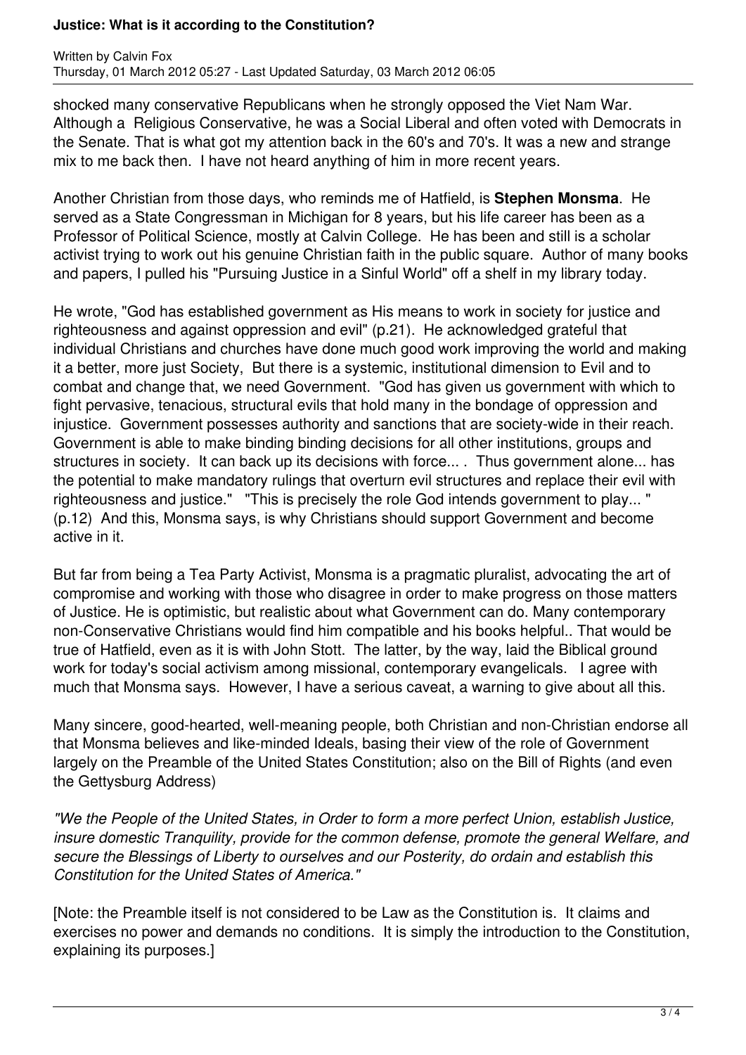shocked many conservative Republicans when he strongly opposed the Viet Nam War. Although a Religious Conservative, he was a Social Liberal and often voted with Democrats in the Senate. That is what got my attention back in the 60's and 70's. It was a new and strange mix to me back then. I have not heard anything of him in more recent years.

Another Christian from those days, who reminds me of Hatfield, is **Stephen Monsma**. He served as a State Congressman in Michigan for 8 years, but his life career has been as a Professor of Political Science, mostly at Calvin College. He has been and still is a scholar activist trying to work out his genuine Christian faith in the public square. Author of many books and papers, I pulled his "Pursuing Justice in a Sinful World" off a shelf in my library today.

He wrote, "God has established government as His means to work in society for justice and righteousness and against oppression and evil" (p.21). He acknowledged grateful that individual Christians and churches have done much good work improving the world and making it a better, more just Society, But there is a systemic, institutional dimension to Evil and to combat and change that, we need Government. "God has given us government with which to fight pervasive, tenacious, structural evils that hold many in the bondage of oppression and injustice. Government possesses authority and sanctions that are society-wide in their reach. Government is able to make binding binding decisions for all other institutions, groups and structures in society. It can back up its decisions with force... . Thus government alone... has the potential to make mandatory rulings that overturn evil structures and replace their evil with righteousness and justice." "This is precisely the role God intends government to play... " (p.12) And this, Monsma says, is why Christians should support Government and become active in it.

But far from being a Tea Party Activist, Monsma is a pragmatic pluralist, advocating the art of compromise and working with those who disagree in order to make progress on those matters of Justice. He is optimistic, but realistic about what Government can do. Many contemporary non-Conservative Christians would find him compatible and his books helpful.. That would be true of Hatfield, even as it is with John Stott. The latter, by the way, laid the Biblical ground work for today's social activism among missional, contemporary evangelicals. I agree with much that Monsma says. However, I have a serious caveat, a warning to give about all this.

Many sincere, good-hearted, well-meaning people, both Christian and non-Christian endorse all that Monsma believes and like-minded Ideals, basing their view of the role of Government largely on the Preamble of the United States Constitution; also on the Bill of Rights (and even the Gettysburg Address)

*"We the People of the United States, in Order to form a more perfect Union, establish Justice, insure domestic Tranquility, provide for the common defense, promote the general Welfare, and secure the Blessings of Liberty to ourselves and our Posterity, do ordain and establish this Constitution for the United States of America."*

[Note: the Preamble itself is not considered to be Law as the Constitution is. It claims and exercises no power and demands no conditions. It is simply the introduction to the Constitution, explaining its purposes.]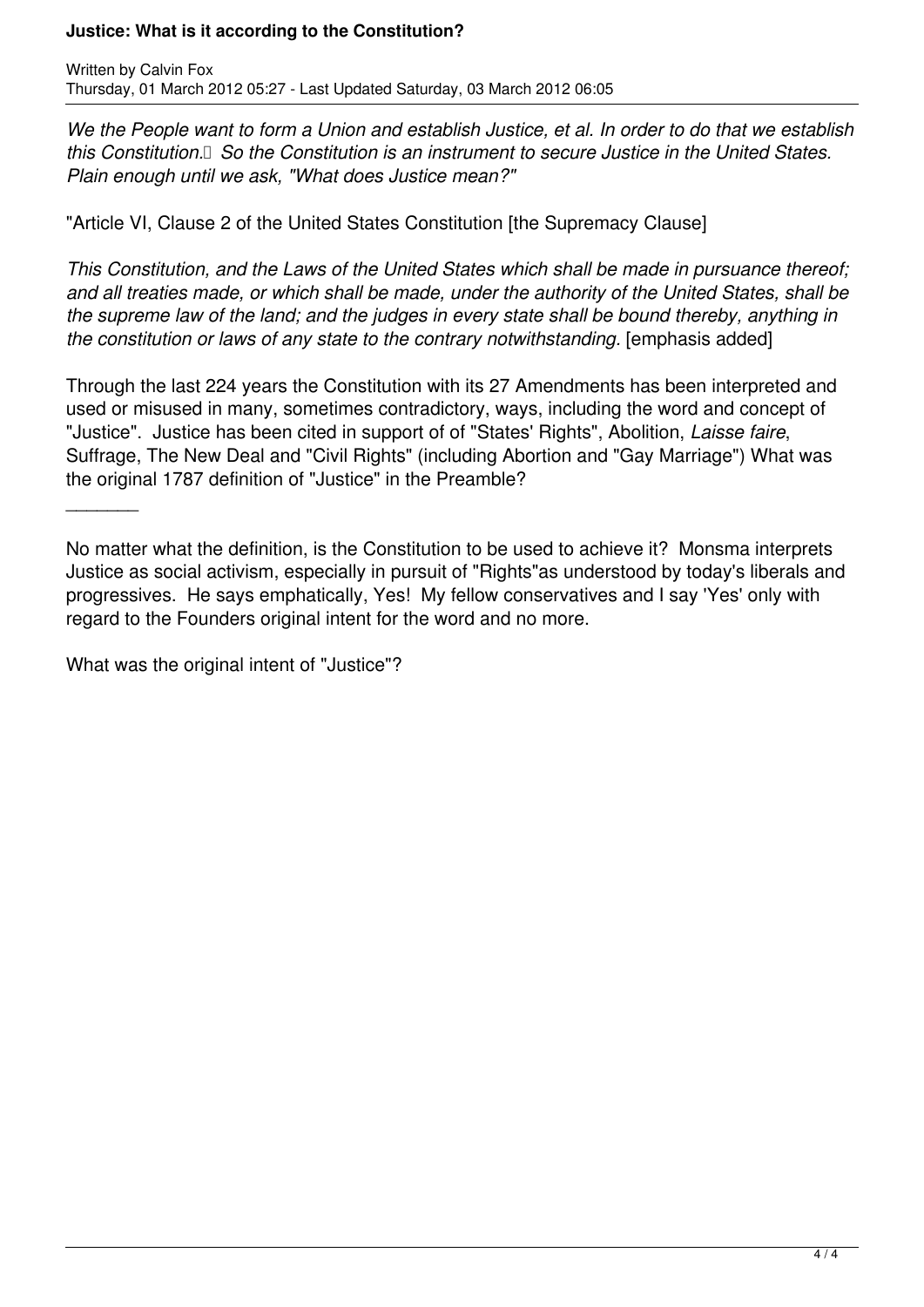*We the People want to form a Union and establish Justice, et al. In order to do that we establish this Constitution.  So the Constitution is an instrument to secure Justice in the United States. Plain enough until we ask, "What does Justice mean?"*

"Article VI, Clause 2 of the United States Constitution [the Supremacy Clause]

*This Constitution, and the Laws of the United States which shall be made in pursuance thereof; and all treaties made, or which shall be made, under the authority of the United States, shall be the supreme law of the land; and the judges in every state shall be bound thereby, anything in the constitution or laws of any state to the contrary notwithstanding.* [emphasis added]

Through the last 224 years the Constitution with its 27 Amendments has been interpreted and used or misused in many, sometimes contradictory, ways, including the word and concept of "Justice". Justice has been cited in support of of "States' Rights", Abolition, *Laisse faire*, Suffrage, The New Deal and "Civil Rights" (including Abortion and "Gay Marriage") What was the original 1787 definition of "Justice" in the Preamble?

________

No matter what the definition, is the Constitution to be used to achieve it? Monsma interprets Justice as social activism, especially in pursuit of "Rights"as understood by today's liberals and progressives. He says emphatically, Yes! My fellow conservatives and I say 'Yes' only with regard to the Founders original intent for the word and no more.

What was the original intent of "Justice"?